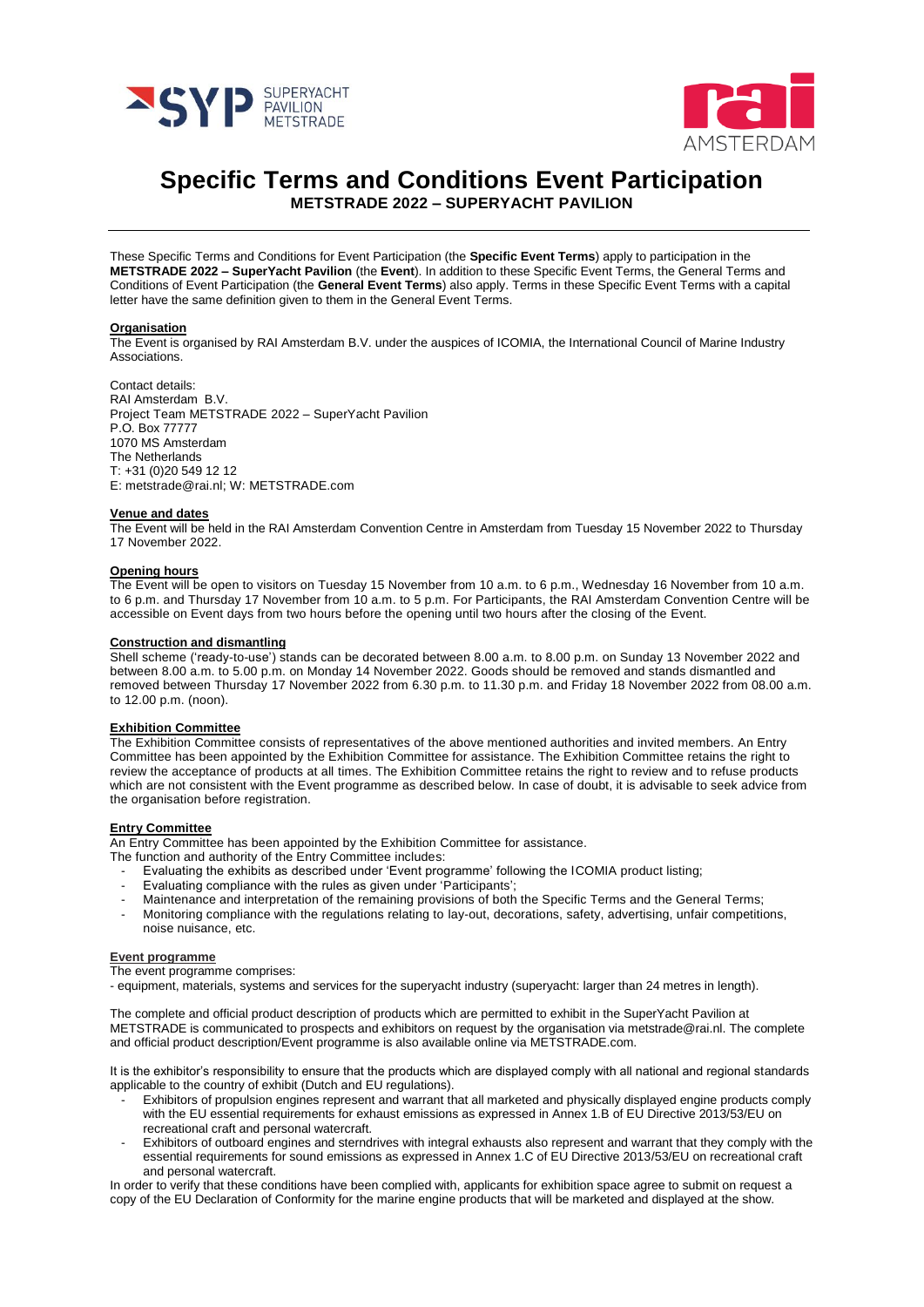# Specific Terms and Conditions Event Participation

**METSTRADE 2022 – SUPERYACHT PAVILION**

These Specific Terms and Conditions for Event Participation (the **Specific Event Terms**) apply to participation in the **METSTRADE 2022 – SuperYacht Pavilion** (the **Event**). In addition to these Specific Event Terms, the General Terms and Conditions of Event Participation (the **General Event Terms**) also apply. Terms in these Specific Event Terms with a capital letter have the same definition given to them in the General Event Terms.

## Organisation

The Event is organised by RAI Amsterdam B.V. under the auspices of ICOMIA, the International Council of Marine Industry Associations.

Contact details:
RAI Amsterdam B.V.
Project Team METSTRADE 2022 – SuperYacht Pavilion
P.O. Box 77777
1070 MS Amsterdam
The Netherlands
T: +31 (0)20 549 12 12
E: metstrade@rai.nl; W: METSTRADE.com

## Venue and dates

The Event will be held in the RAI Amsterdam Convention Centre in Amsterdam from Tuesday 15 November 2022 to Thursday 17 November 2022.

## Opening hours

The Event will be open to visitors on Tuesday 15 November from 10 a.m. to 6 p.m., Wednesday 16 November from 10 a.m. to 6 p.m. and Thursday 17 November from 10 a.m. to 5 p.m. For Participants, the RAI Amsterdam Convention Centre will be accessible on Event days from two hours before the opening until two hours after the closing of the Event.

## Construction and dismantling

Shell scheme ('ready-to-use') stands can be decorated between 8.00 a.m. to 8.00 p.m. on Sunday 13 November 2022 and between 8.00 a.m. to 5.00 p.m. on Monday 14 November 2022. Goods should be removed and stands dismantled and removed between Thursday 17 November 2022 from 6.30 p.m. to 11.30 p.m. and Friday 18 November 2022 from 08.00 a.m. to 12.00 p.m. (noon).

## Exhibition Committee

The Exhibition Committee consists of representatives of the above mentioned authorities and invited members. An Entry Committee has been appointed by the Exhibition Committee for assistance. The Exhibition Committee retains the right to review the acceptance of products at all times. The Exhibition Committee retains the right to review and to refuse products which are not consistent with the Event programme as described below. In case of doubt, it is advisable to seek advice from the organisation before registration.

## Entry Committee

An Entry Committee has been appointed by the Exhibition Committee for assistance.
The function and authority of the Entry Committee includes:

- Evaluating the exhibits as described under 'Event programme' following the ICOMIA product listing;
- Evaluating compliance with the rules as given under 'Participants';
- Maintenance and interpretation of the remaining provisions of both the Specific Terms and the General Terms;
- Monitoring compliance with the regulations relating to lay-out, decorations, safety, advertising, unfair competitions, noise nuisance, etc.

## Event programme

The event programme comprises:
- equipment, materials, systems and services for the superyacht industry (superyacht: larger than 24 metres in length).

The complete and official product description of products which are permitted to exhibit in the SuperYacht Pavilion at METSTRADE is communicated to prospects and exhibitors on request by the organisation via metstrade@rai.nl. The complete and official product description/Event programme is also available online via METSTRADE.com.

It is the exhibitor's responsibility to ensure that the products which are displayed comply with all national and regional standards applicable to the country of exhibit (Dutch and EU regulations).

- Exhibitors of propulsion engines represent and warrant that all marketed and physically displayed engine products comply with the EU essential requirements for exhaust emissions as expressed in Annex 1.B of EU Directive 2013/53/EU on recreational craft and personal watercraft.
- Exhibitors of outboard engines and sterndrives with integral exhausts also represent and warrant that they comply with the essential requirements for sound emissions as expressed in Annex 1.C of EU Directive 2013/53/EU on recreational craft and personal watercraft.

In order to verify that these conditions have been complied with, applicants for exhibition space agree to submit on request a copy of the EU Declaration of Conformity for the marine engine products that will be marketed and displayed at the show.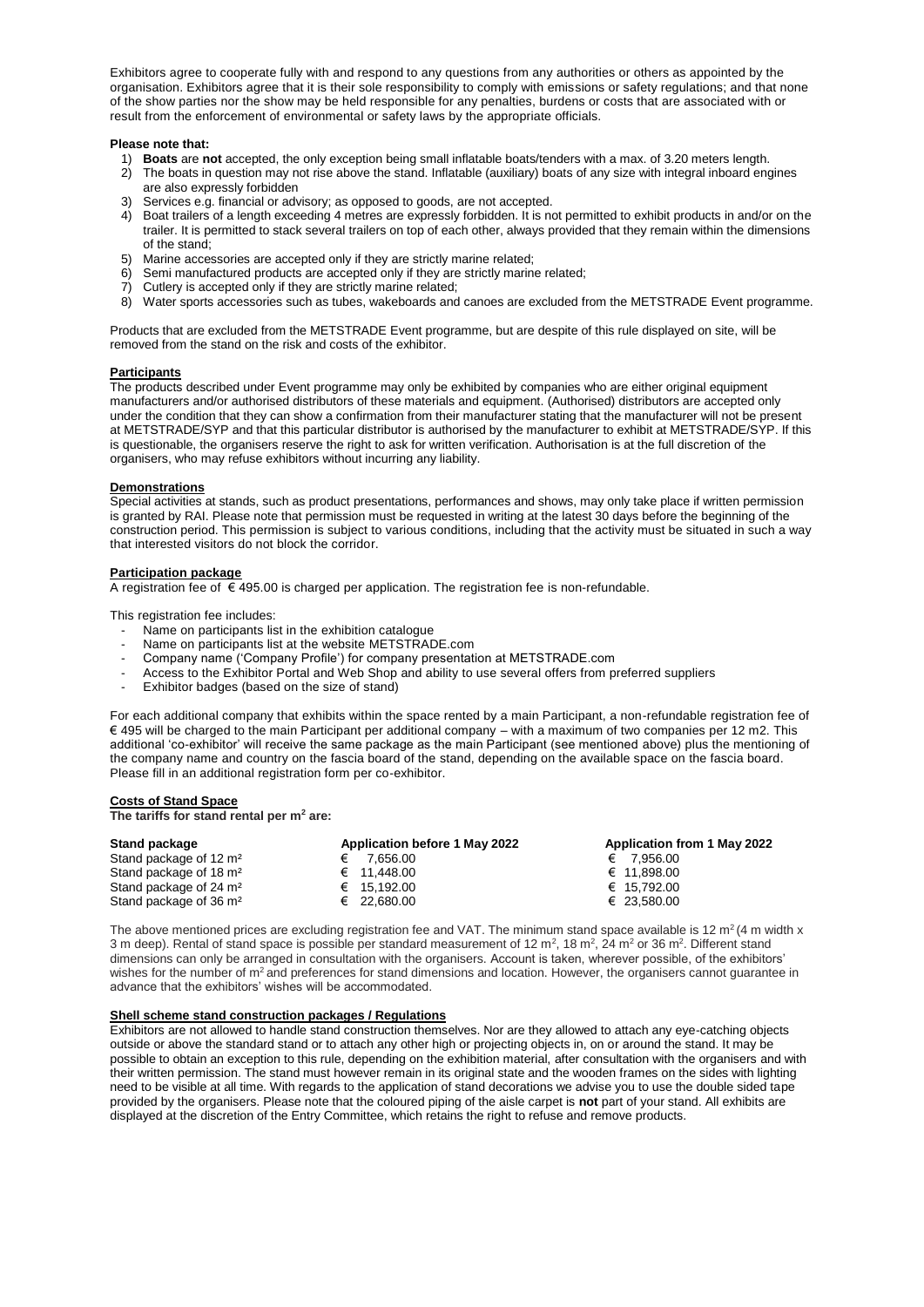Exhibitors agree to cooperate fully with and respond to any questions from any authorities or others as appointed by the organisation. Exhibitors agree that it is their sole responsibility to comply with emissions or safety regulations; and that none of the show parties nor the show may be held responsible for any penalties, burdens or costs that are associated with or result from the enforcement of environmental or safety laws by the appropriate officials.

**Please note that:**

1) **Boats** are **not** accepted, the only exception being small inflatable boats/tenders with a max. of 3.20 meters length.
2) The boats in question may not rise above the stand. Inflatable (auxiliary) boats of any size with integral inboard engines are also expressly forbidden
3) Services e.g. financial or advisory; as opposed to goods, are not accepted.
4) Boat trailers of a length exceeding 4 metres are expressly forbidden. It is not permitted to exhibit products in and/or on the trailer. It is permitted to stack several trailers on top of each other, always provided that they remain within the dimensions of the stand;
5) Marine accessories are accepted only if they are strictly marine related;
6) Semi manufactured products are accepted only if they are strictly marine related;
7) Cutlery is accepted only if they are strictly marine related;
8) Water sports accessories such as tubes, wakeboards and canoes are excluded from the METSTRADE Event programme.

Products that are excluded from the METSTRADE Event programme, but are despite of this rule displayed on site, will be removed from the stand on the risk and costs of the exhibitor.

### Participants

The products described under Event programme may only be exhibited by companies who are either original equipment manufacturers and/or authorised distributors of these materials and equipment. (Authorised) distributors are accepted only under the condition that they can show a confirmation from their manufacturer stating that the manufacturer will not be present at METSTRADE/SYP and that this particular distributor is authorised by the manufacturer to exhibit at METSTRADE/SYP. If this is questionable, the organisers reserve the right to ask for written verification. Authorisation is at the full discretion of the organisers, who may refuse exhibitors without incurring any liability.

### Demonstrations

Special activities at stands, such as product presentations, performances and shows, may only take place if written permission is granted by RAI. Please note that permission must be requested in writing at the latest 30 days before the beginning of the construction period. This permission is subject to various conditions, including that the activity must be situated in such a way that interested visitors do not block the corridor.

### Participation package

A registration fee of € 495.00 is charged per application. The registration fee is non-refundable.

This registration fee includes:

- Name on participants list in the exhibition catalogue
- Name on participants list at the website METSTRADE.com
- Company name ('Company Profile') for company presentation at METSTRADE.com
- Access to the Exhibitor Portal and Web Shop and ability to use several offers from preferred suppliers
- Exhibitor badges (based on the size of stand)

For each additional company that exhibits within the space rented by a main Participant, a non-refundable registration fee of € 495 will be charged to the main Participant per additional company – with a maximum of two companies per 12 m2. This additional 'co-exhibitor' will receive the same package as the main Participant (see mentioned above) plus the mentioning of the company name and country on the fascia board of the stand, depending on the available space on the fascia board. Please fill in an additional registration form per co-exhibitor.

### Costs of Stand Space

**The tariffs for stand rental per m² are:**

| Stand package | Application before 1 May 2022 | Application from 1 May 2022 |
|---|---|---|
| Stand package of 12 m² | € 7,656.00 | € 7,956.00 |
| Stand package of 18 m² | € 11,448.00 | € 11,898.00 |
| Stand package of 24 m² | € 15,192.00 | € 15,792.00 |
| Stand package of 36 m² | € 22,680.00 | € 23,580.00 |

The above mentioned prices are excluding registration fee and VAT. The minimum stand space available is 12 m² (4 m width x 3 m deep). Rental of stand space is possible per standard measurement of 12 m², 18 m², 24 m² or 36 m². Different stand dimensions can only be arranged in consultation with the organisers. Account is taken, wherever possible, of the exhibitors' wishes for the number of m² and preferences for stand dimensions and location. However, the organisers cannot guarantee in advance that the exhibitors' wishes will be accommodated.

### Shell scheme stand construction packages / Regulations

Exhibitors are not allowed to handle stand construction themselves. Nor are they allowed to attach any eye-catching objects outside or above the standard stand or to attach any other high or projecting objects in, on or around the stand. It may be possible to obtain an exception to this rule, depending on the exhibition material, after consultation with the organisers and with their written permission. The stand must however remain in its original state and the wooden frames on the sides with lighting need to be visible at all time. With regards to the application of stand decorations we advise you to use the double sided tape provided by the organisers. Please note that the coloured piping of the aisle carpet is **not** part of your stand. All exhibits are displayed at the discretion of the Entry Committee, which retains the right to refuse and remove products.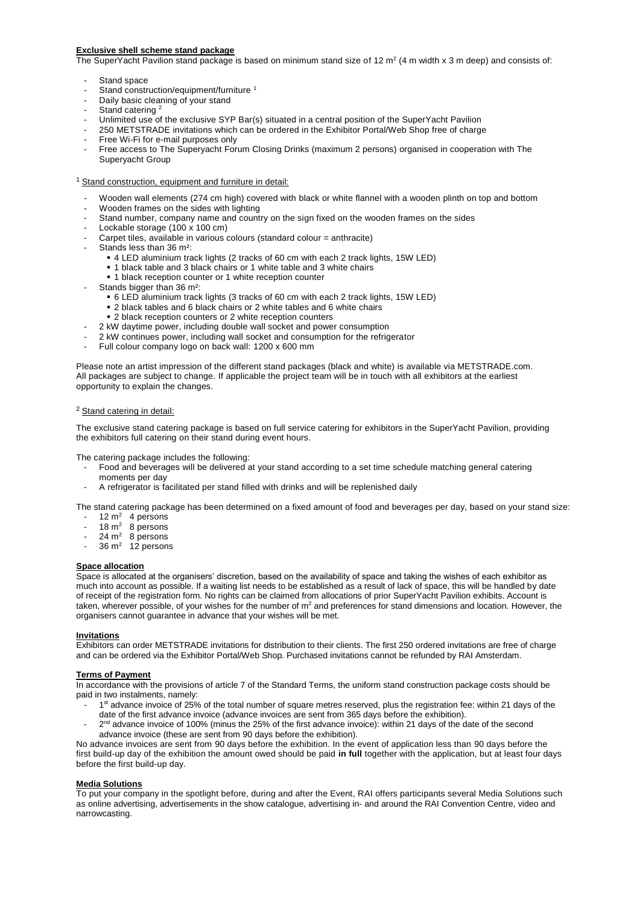**Exclusive shell scheme stand package**

The SuperYacht Pavilion stand package is based on minimum stand size of 12 m$^2$ (4 m width x 3 m deep) and consists of:

- Stand space
- Stand construction/equipment/furniture [1]
- Daily basic cleaning of your stand
- Stand catering [2]
- Unlimited use of the exclusive SYP Bar(s) situated in a central position of the SuperYacht Pavilion
- 250 METSTRADE invitations which can be ordered in the Exhibitor Portal/Web Shop free of charge
- Free Wi-Fi for e-mail purposes only
- Free access to The Superyacht Forum Closing Drinks (maximum 2 persons) organised in cooperation with The Superyacht Group

[1] Stand construction, equipment and furniture in detail:

- Wooden wall elements (274 cm high) covered with black or white flannel with a wooden plinth on top and bottom
- Wooden frames on the sides with lighting
- Stand number, company name and country on the sign fixed on the wooden frames on the sides
- Lockable storage (100 x 100 cm)
- Carpet tiles, available in various colours (standard colour = anthracite)
- Stands less than 36 m²:
  - 4 LED aluminium track lights (2 tracks of 60 cm with each 2 track lights, 15W LED)
  - 1 black table and 3 black chairs or 1 white table and 3 white chairs
  - 1 black reception counter or 1 white reception counter
- Stands bigger than 36 m²:
  - 6 LED aluminium track lights (3 tracks of 60 cm with each 2 track lights, 15W LED)
  - 2 black tables and 6 black chairs or 2 white tables and 6 white chairs
  - 2 black reception counters or 2 white reception counters
- 2 kW daytime power, including double wall socket and power consumption
- 2 kW continues power, including wall socket and consumption for the refrigerator
- Full colour company logo on back wall: 1200 x 600 mm

Please note an artist impression of the different stand packages (black and white) is available via METSTRADE.com. All packages are subject to change. If applicable the project team will be in touch with all exhibitors at the earliest opportunity to explain the changes.

[2] Stand catering in detail:

The exclusive stand catering package is based on full service catering for exhibitors in the SuperYacht Pavilion, providing the exhibitors full catering on their stand during event hours.

The catering package includes the following:

- Food and beverages will be delivered at your stand according to a set time schedule matching general catering moments per day
- A refrigerator is facilitated per stand filled with drinks and will be replenished daily

The stand catering package has been determined on a fixed amount of food and beverages per day, based on your stand size:

- 12 m$^2$ 4 persons
- 18 m$^2$ 8 persons
- 24 m$^2$ 8 persons
- 36 m$^2$ 12 persons

**Space allocation**

Space is allocated at the organisers' discretion, based on the availability of space and taking the wishes of each exhibitor as much into account as possible. If a waiting list needs to be established as a result of lack of space, this will be handled by date of receipt of the registration form. No rights can be claimed from allocations of prior SuperYacht Pavilion exhibits. Account is taken, wherever possible, of your wishes for the number of m$^2$ and preferences for stand dimensions and location. However, the organisers cannot guarantee in advance that your wishes will be met.

**Invitations**

Exhibitors can order METSTRADE invitations for distribution to their clients. The first 250 ordered invitations are free of charge and can be ordered via the Exhibitor Portal/Web Shop. Purchased invitations cannot be refunded by RAI Amsterdam.

**Terms of Payment**

In accordance with the provisions of article 7 of the Standard Terms, the uniform stand construction package costs should be paid in two instalments, namely:

- 1st advance invoice of 25% of the total number of square metres reserved, plus the registration fee: within 21 days of the date of the first advance invoice (advance invoices are sent from 365 days before the exhibition).
- 2nd advance invoice of 100% (minus the 25% of the first advance invoice): within 21 days of the date of the second advance invoice (these are sent from 90 days before the exhibition).

No advance invoices are sent from 90 days before the exhibition. In the event of application less than 90 days before the first build-up day of the exhibition the amount owed should be paid **in full** together with the application, but at least four days before the first build-up day.

**Media Solutions**

To put your company in the spotlight before, during and after the Event, RAI offers participants several Media Solutions such as online advertising, advertisements in the show catalogue, advertising in- and around the RAI Convention Centre, video and narrowcasting.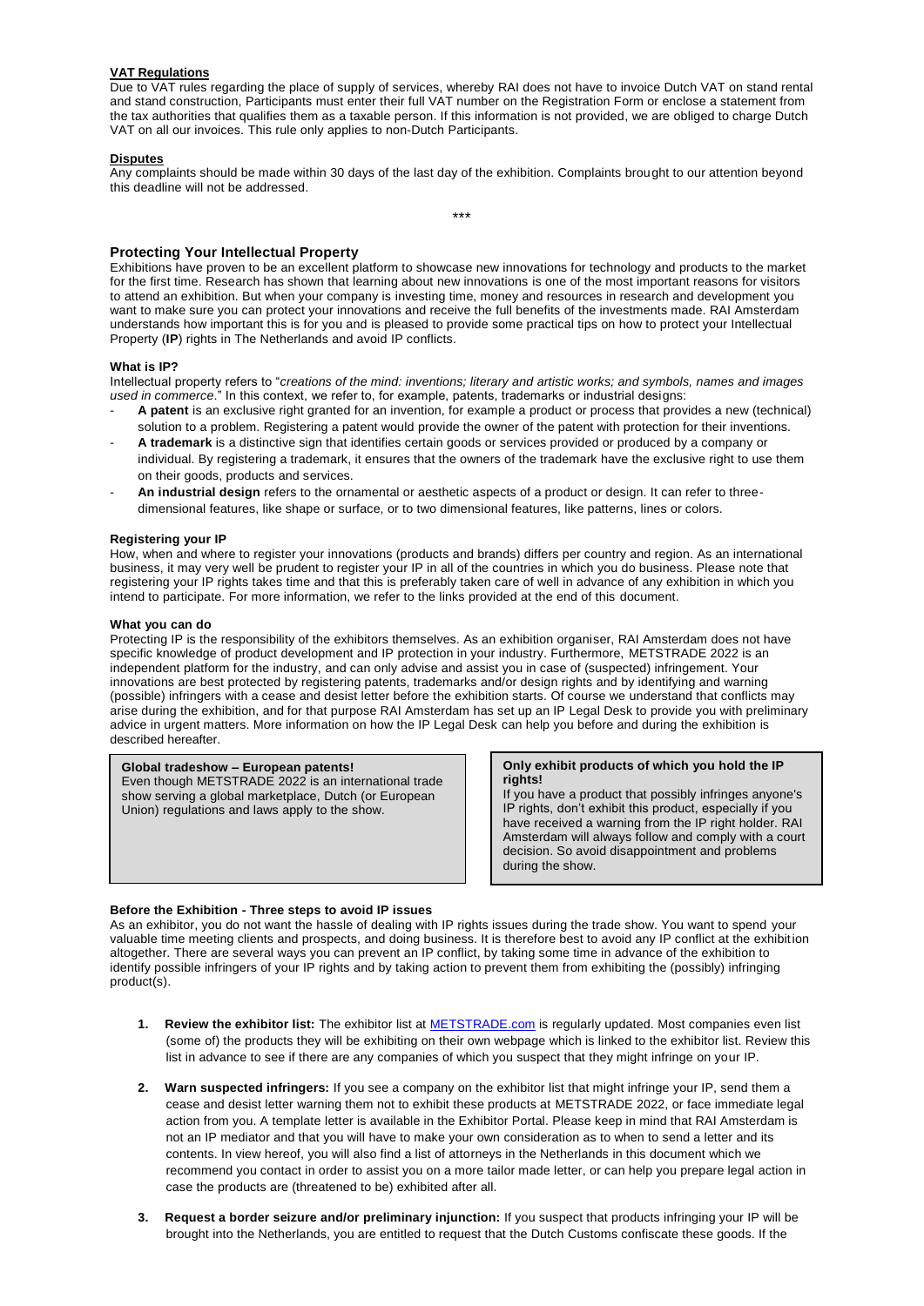**VAT Regulations**

Due to VAT rules regarding the place of supply of services, whereby RAI does not have to invoice Dutch VAT on stand rental and stand construction, Participants must enter their full VAT number on the Registration Form or enclose a statement from the tax authorities that qualifies them as a taxable person. If this information is not provided, we are obliged to charge Dutch VAT on all our invoices. This rule only applies to non-Dutch Participants.

**Disputes**

Any complaints should be made within 30 days of the last day of the exhibition. Complaints brought to our attention beyond this deadline will not be addressed.

***

## Protecting Your Intellectual Property

Exhibitions have proven to be an excellent platform to showcase new innovations for technology and products to the market for the first time. Research has shown that learning about new innovations is one of the most important reasons for visitors to attend an exhibition. But when your company is investing time, money and resources in research and development you want to make sure you can protect your innovations and receive the full benefits of the investments made. RAI Amsterdam understands how important this is for you and is pleased to provide some practical tips on how to protect your Intellectual Property (**IP**) rights in The Netherlands and avoid IP conflicts.

### What is IP?

Intellectual property refers to "*creations of the mind: inventions; literary and artistic works; and symbols, names and images used in commerce*." In this context, we refer to, for example, patents, trademarks or industrial designs:

- **A patent** is an exclusive right granted for an invention, for example a product or process that provides a new (technical) solution to a problem. Registering a patent would provide the owner of the patent with protection for their inventions.
- **A trademark** is a distinctive sign that identifies certain goods or services provided or produced by a company or individual. By registering a trademark, it ensures that the owners of the trademark have the exclusive right to use them on their goods, products and services.
- **An industrial design** refers to the ornamental or aesthetic aspects of a product or design. It can refer to three-dimensional features, like shape or surface, or to two dimensional features, like patterns, lines or colors.

### Registering your IP

How, when and where to register your innovations (products and brands) differs per country and region. As an international business, it may very well be prudent to register your IP in all of the countries in which you do business. Please note that registering your IP rights takes time and that this is preferably taken care of well in advance of any exhibition in which you intend to participate. For more information, we refer to the links provided at the end of this document.

### What you can do

Protecting IP is the responsibility of the exhibitors themselves. As an exhibition organiser, RAI Amsterdam does not have specific knowledge of product development and IP protection in your industry. Furthermore, METSTRADE 2022 is an independent platform for the industry, and can only advise and assist you in case of (suspected) infringement. Your innovations are best protected by registering patents, trademarks and/or design rights and by identifying and warning (possible) infringers with a cease and desist letter before the exhibition starts. Of course we understand that conflicts may arise during the exhibition, and for that purpose RAI Amsterdam has set up an IP Legal Desk to provide you with preliminary advice in urgent matters. More information on how the IP Legal Desk can help you before and during the exhibition is described hereafter.

**Global tradeshow – European patents!**
Even though METSTRADE 2022 is an international trade show serving a global marketplace, Dutch (or European Union) regulations and laws apply to the show.

**Only exhibit products of which you hold the IP rights!**
If you have a product that possibly infringes anyone's IP rights, don't exhibit this product, especially if you have received a warning from the IP right holder. RAI Amsterdam will always follow and comply with a court decision. So avoid disappointment and problems during the show.

### Before the Exhibition - Three steps to avoid IP issues

As an exhibitor, you do not want the hassle of dealing with IP rights issues during the trade show. You want to spend your valuable time meeting clients and prospects, and doing business. It is therefore best to avoid any IP conflict at the exhibition altogether. There are several ways you can prevent an IP conflict, by taking some time in advance of the exhibition to identify possible infringers of your IP rights and by taking action to prevent them from exhibiting the (possibly) infringing product(s).

1. **Review the exhibitor list:** The exhibitor list at METSTRADE.com is regularly updated. Most companies even list (some of) the products they will be exhibiting on their own webpage which is linked to the exhibitor list. Review this list in advance to see if there are any companies of which you suspect that they might infringe on your IP.
2. **Warn suspected infringers:** If you see a company on the exhibitor list that might infringe your IP, send them a cease and desist letter warning them not to exhibit these products at METSTRADE 2022, or face immediate legal action from you. A template letter is available in the Exhibitor Portal. Please keep in mind that RAI Amsterdam is not an IP mediator and that you will have to make your own consideration as to when to send a letter and its contents. In view hereof, you will also find a list of attorneys in the Netherlands in this document which we recommend you contact in order to assist you on a more tailor made letter, or can help you prepare legal action in case the products are (threatened to be) exhibited after all.
3. **Request a border seizure and/or preliminary injunction:** If you suspect that products infringing your IP will be brought into the Netherlands, you are entitled to request that the Dutch Customs confiscate these goods. If the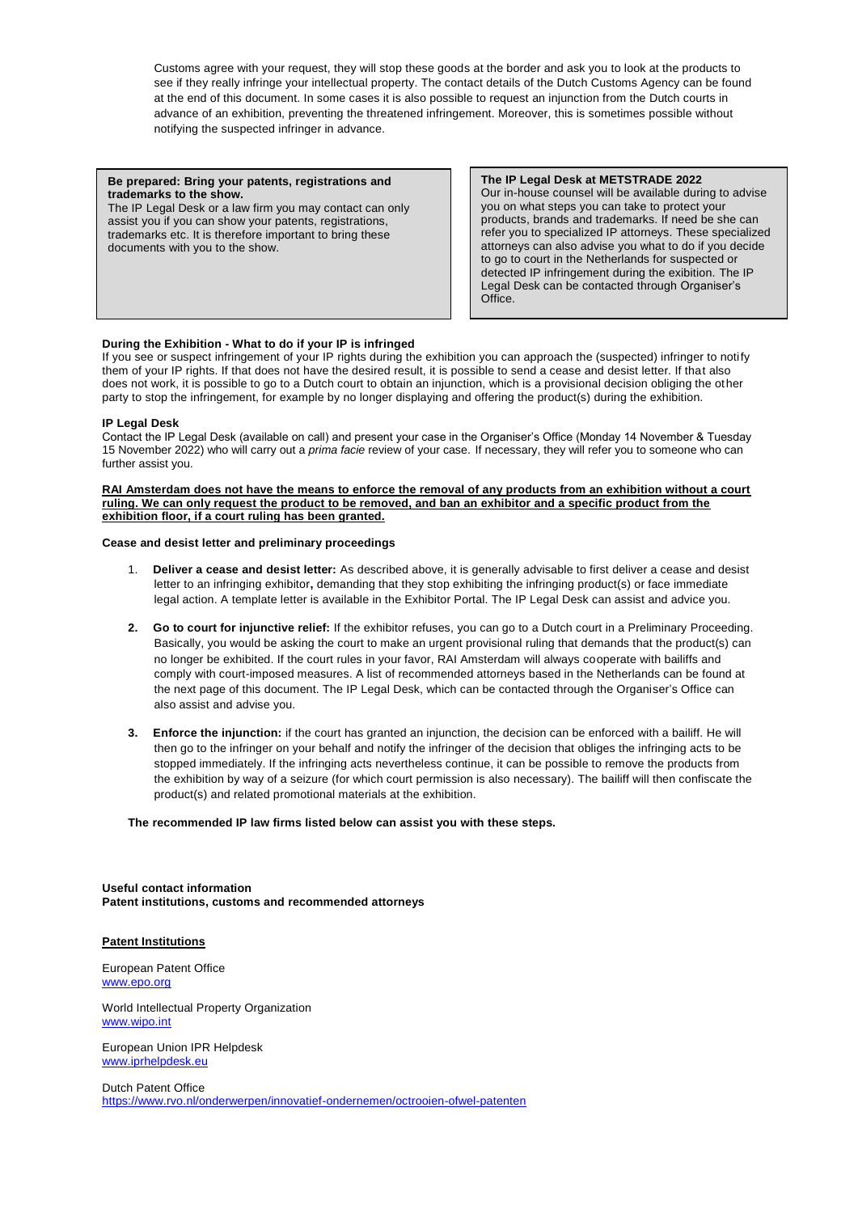Customs agree with your request, they will stop these goods at the border and ask you to look at the products to see if they really infringe your intellectual property. The contact details of the Dutch Customs Agency can be found at the end of this document. In some cases it is also possible to request an injunction from the Dutch courts in advance of an exhibition, preventing the threatened infringement. Moreover, this is sometimes possible without notifying the suspected infringer in advance.

**Be prepared: Bring your patents, registrations and trademarks to the show.**
The IP Legal Desk or a law firm you may contact can only assist you if you can show your patents, registrations, trademarks etc. It is therefore important to bring these documents with you to the show.

**The IP Legal Desk at METSTRADE 2022**
Our in-house counsel will be available during to advise you on what steps you can take to protect your products, brands and trademarks. If need be she can refer you to specialized IP attorneys. These specialized attorneys can also advise you what to do if you decide to go to court in the Netherlands for suspected or detected IP infringement during the exibition. The IP Legal Desk can be contacted through Organiser's Office.

**During the Exhibition - What to do if your IP is infringed**

If you see or suspect infringement of your IP rights during the exhibition you can approach the (suspected) infringer to notify them of your IP rights. If that does not have the desired result, it is possible to send a cease and desist letter. If that also does not work, it is possible to go to a Dutch court to obtain an injunction, which is a provisional decision obliging the other party to stop the infringement, for example by no longer displaying and offering the product(s) during the exhibition.

**IP Legal Desk**

Contact the IP Legal Desk (available on call) and present your case in the Organiser's Office (Monday 14 November & Tuesday 15 November 2022) who will carry out a *prima facie* review of your case. If necessary, they will refer you to someone who can further assist you.

**RAI Amsterdam does not have the means to enforce the removal of any products from an exhibition without a court ruling. We can only request the product to be removed, and ban an exhibitor and a specific product from the exhibition floor, if a court ruling has been granted.**

**Cease and desist letter and preliminary proceedings**

1. **Deliver a cease and desist letter:** As described above, it is generally advisable to first deliver a cease and desist letter to an infringing exhibitor**,** demanding that they stop exhibiting the infringing product(s) or face immediate legal action. A template letter is available in the Exhibitor Portal. The IP Legal Desk can assist and advice you.

2. **Go to court for injunctive relief:** If the exhibitor refuses, you can go to a Dutch court in a Preliminary Proceeding. Basically, you would be asking the court to make an urgent provisional ruling that demands that the product(s) can no longer be exhibited. If the court rules in your favor, RAI Amsterdam will always cooperate with bailiffs and comply with court-imposed measures. A list of recommended attorneys based in the Netherlands can be found at the next page of this document. The IP Legal Desk, which can be contacted through the Organiser's Office can also assist and advise you.

3. **Enforce the injunction:** if the court has granted an injunction, the decision can be enforced with a bailiff. He will then go to the infringer on your behalf and notify the infringer of the decision that obliges the infringing acts to be stopped immediately. If the infringing acts nevertheless continue, it can be possible to remove the products from the exhibition by way of a seizure (for which court permission is also necessary). The bailiff will then confiscate the product(s) and related promotional materials at the exhibition.

**The recommended IP law firms listed below can assist you with these steps.**

**Useful contact information**
**Patent institutions, customs and recommended attorneys**

**Patent Institutions**

European Patent Office
www.epo.org

World Intellectual Property Organization
www.wipo.int

European Union IPR Helpdesk
www.iprhelpdesk.eu

Dutch Patent Office
https://www.rvo.nl/onderwerpen/innovatief-ondernemen/octrooien-ofwel-patenten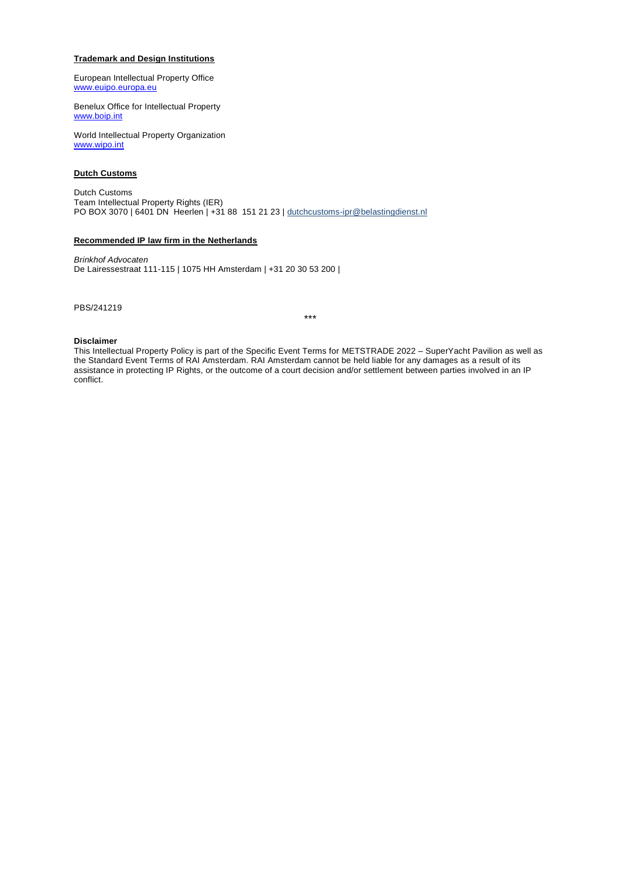**Trademark and Design Institutions**

European Intellectual Property Office
[www.euipo.europa.eu](http://www.euipo.europa.eu)

Benelux Office for Intellectual Property
[www.boip.int](http://www.boip.int)

World Intellectual Property Organization
[www.wipo.int](http://www.wipo.int)

**Dutch Customs**

Dutch Customs
Team Intellectual Property Rights (IER)
PO BOX 3070 | 6401 DN Heerlen | +31 88 151 21 23 | [dutchcustoms-ipr@belastingdienst.nl](mailto:dutchcustoms-ipr@belastingdienst.nl)

**Recommended IP law firm in the Netherlands**

*Brinkhof Advocaten*
De Lairessestraat 111-115 | 1075 HH Amsterdam | +31 20 30 53 200 |

PBS/241219

***

**Disclaimer**
This Intellectual Property Policy is part of the Specific Event Terms for METSTRADE 2022 – SuperYacht Pavilion as well as the Standard Event Terms of RAI Amsterdam. RAI Amsterdam cannot be held liable for any damages as a result of its assistance in protecting IP Rights, or the outcome of a court decision and/or settlement between parties involved in an IP conflict.